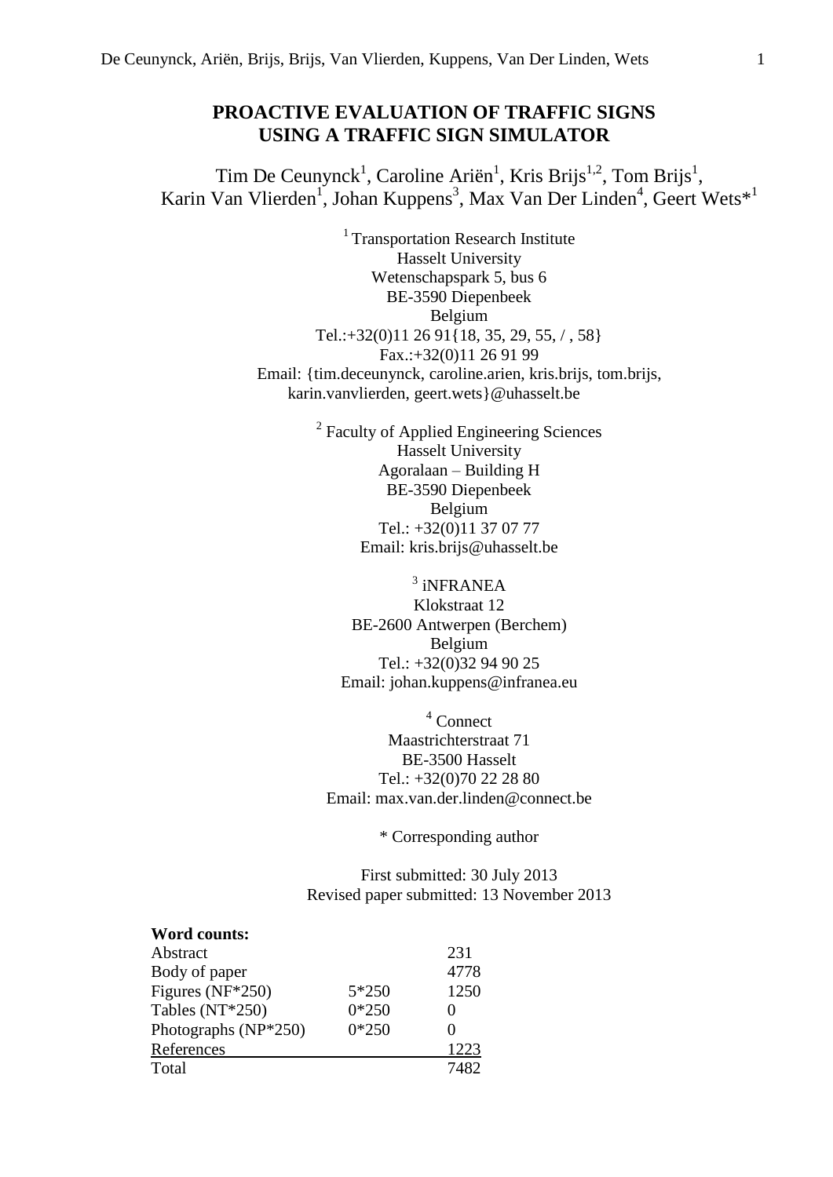# PROACTIVE EVALUATION OF TRAFFIC SIGNS USING A TRAFFIC SIGN SIMULATOR

Tim De Ceunynck[1], Caroline Ariën[1], Kris Brijs[1,2], Tom Brijs[1], Karin Van Vlierden[1], Johan Kuppens[3], Max Van Der Linden[4], Geert Wets*[1]

[1] Transportation Research Institute
Hasselt University
Wetenschapspark 5, bus 6
BE-3590 Diepenbeek
Belgium
Tel.:+32(0)11 26 91{18, 35, 29, 55, / , 58}
Fax.:+32(0)11 26 91 99
Email: {tim.deceunynck, caroline.arien, kris.brijs, tom.brijs, karin.vanvlierden, geert.wets}@uhasselt.be

[2] Faculty of Applied Engineering Sciences
Hasselt University
Agoralaan – Building H
BE-3590 Diepenbeek
Belgium
Tel.: +32(0)11 37 07 77
Email: kris.brijs@uhasselt.be

[3] iNFRANEA
Klokstraat 12
BE-2600 Antwerpen (Berchem)
Belgium
Tel.: +32(0)32 94 90 25
Email: johan.kuppens@infranea.eu

[4] Connect
Maastrichterstraat 71
BE-3500 Hasselt
Tel.: +32(0)70 22 28 80
Email: max.van.der.linden@connect.be

\* Corresponding author

First submitted: 30 July 2013
Revised paper submitted: 13 November 2013

**Word counts:**

| | | |
|---|---|---|
| Abstract | | 231 |
| Body of paper | | 4778 |
| Figures (NF*250) | 5*250 | 1250 |
| Tables (NT*250) | 0*250 | 0 |
| Photographs (NP*250) | 0*250 | 0 |
| References | | 1223 |
| Total | | 7482 |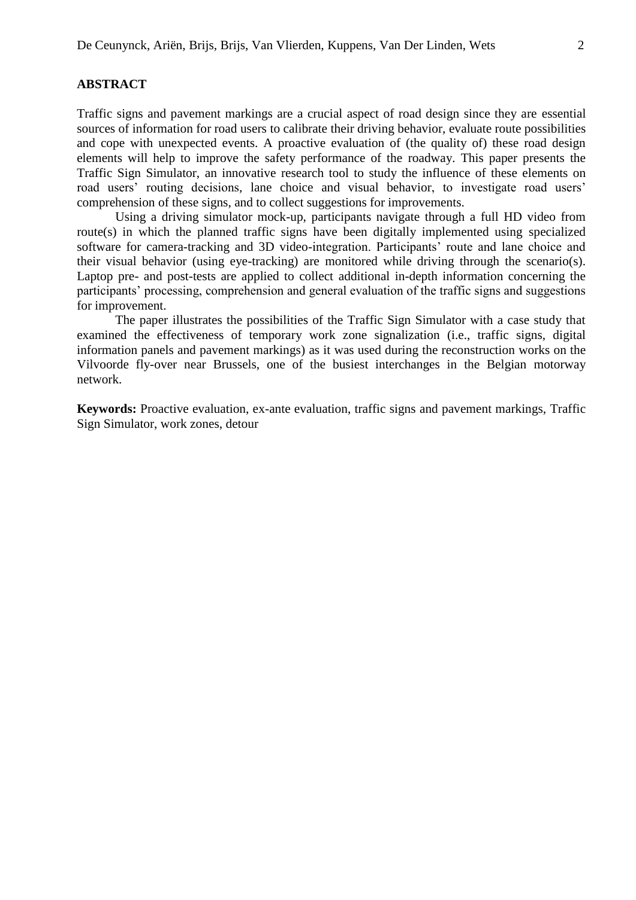**ABSTRACT**

Traffic signs and pavement markings are a crucial aspect of road design since they are essential sources of information for road users to calibrate their driving behavior, evaluate route possibilities and cope with unexpected events. A proactive evaluation of (the quality of) these road design elements will help to improve the safety performance of the roadway. This paper presents the Traffic Sign Simulator, an innovative research tool to study the influence of these elements on road users' routing decisions, lane choice and visual behavior, to investigate road users' comprehension of these signs, and to collect suggestions for improvements.

Using a driving simulator mock-up, participants navigate through a full HD video from route(s) in which the planned traffic signs have been digitally implemented using specialized software for camera-tracking and 3D video-integration. Participants' route and lane choice and their visual behavior (using eye-tracking) are monitored while driving through the scenario(s). Laptop pre- and post-tests are applied to collect additional in-depth information concerning the participants' processing, comprehension and general evaluation of the traffic signs and suggestions for improvement.

The paper illustrates the possibilities of the Traffic Sign Simulator with a case study that examined the effectiveness of temporary work zone signalization (i.e., traffic signs, digital information panels and pavement markings) as it was used during the reconstruction works on the Vilvoorde fly-over near Brussels, one of the busiest interchanges in the Belgian motorway network.

**Keywords:** Proactive evaluation, ex-ante evaluation, traffic signs and pavement markings, Traffic Sign Simulator, work zones, detour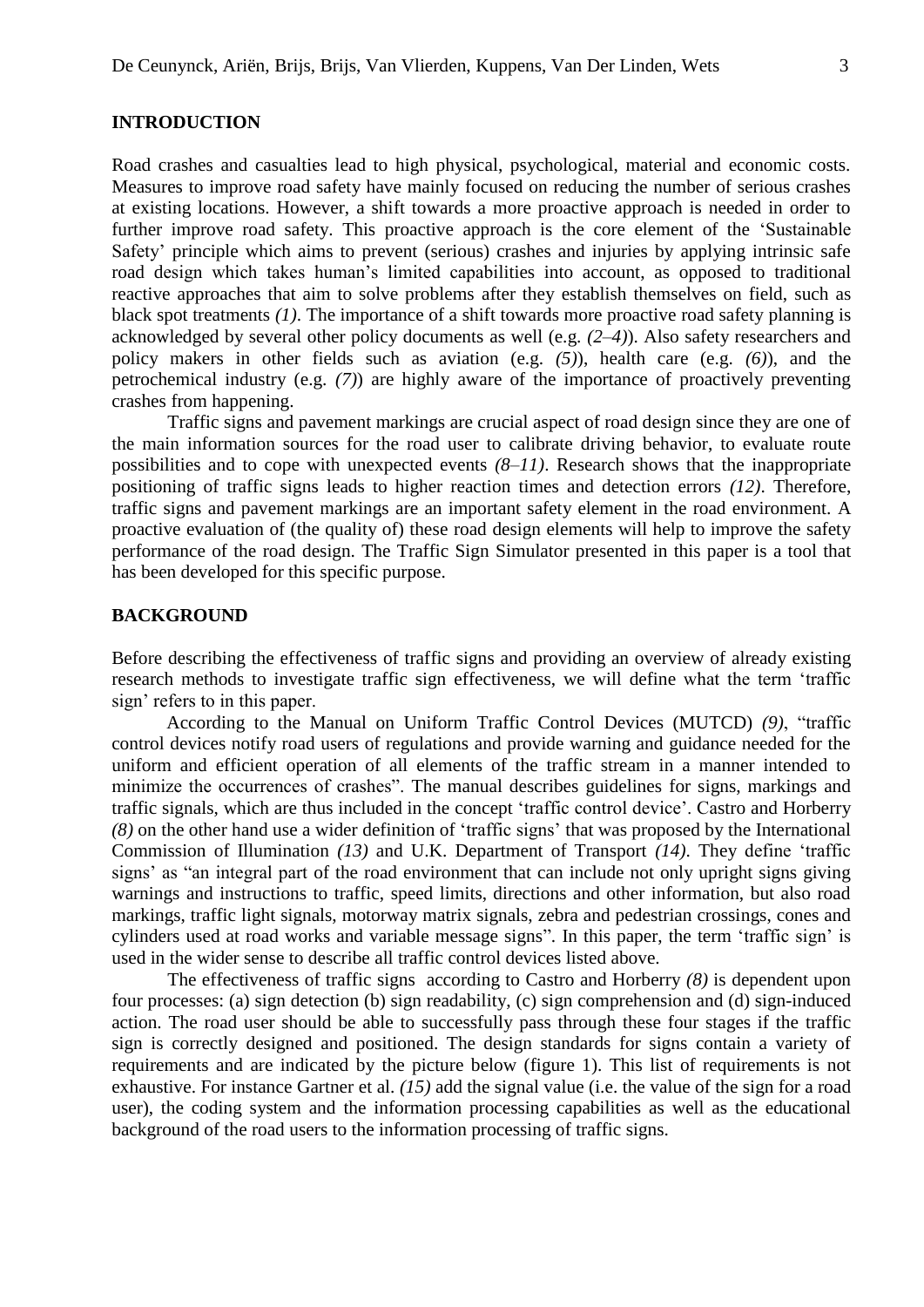## INTRODUCTION

Road crashes and casualties lead to high physical, psychological, material and economic costs. Measures to improve road safety have mainly focused on reducing the number of serious crashes at existing locations. However, a shift towards a more proactive approach is needed in order to further improve road safety. This proactive approach is the core element of the 'Sustainable Safety' principle which aims to prevent (serious) crashes and injuries by applying intrinsic safe road design which takes human's limited capabilities into account, as opposed to traditional reactive approaches that aim to solve problems after they establish themselves on field, such as black spot treatments *(1)*. The importance of a shift towards more proactive road safety planning is acknowledged by several other policy documents as well (e.g. *(2–4)*). Also safety researchers and policy makers in other fields such as aviation (e.g. *(5)*), health care (e.g. *(6)*), and the petrochemical industry (e.g. *(7)*) are highly aware of the importance of proactively preventing crashes from happening.

Traffic signs and pavement markings are crucial aspect of road design since they are one of the main information sources for the road user to calibrate driving behavior, to evaluate route possibilities and to cope with unexpected events *(8–11)*. Research shows that the inappropriate positioning of traffic signs leads to higher reaction times and detection errors *(12)*. Therefore, traffic signs and pavement markings are an important safety element in the road environment. A proactive evaluation of (the quality of) these road design elements will help to improve the safety performance of the road design. The Traffic Sign Simulator presented in this paper is a tool that has been developed for this specific purpose.

## BACKGROUND

Before describing the effectiveness of traffic signs and providing an overview of already existing research methods to investigate traffic sign effectiveness, we will define what the term 'traffic sign' refers to in this paper.

According to the Manual on Uniform Traffic Control Devices (MUTCD) *(9)*, "traffic control devices notify road users of regulations and provide warning and guidance needed for the uniform and efficient operation of all elements of the traffic stream in a manner intended to minimize the occurrences of crashes". The manual describes guidelines for signs, markings and traffic signals, which are thus included in the concept 'traffic control device'. Castro and Horberry *(8)* on the other hand use a wider definition of 'traffic signs' that was proposed by the International Commission of Illumination *(13)* and U.K. Department of Transport *(14)*. They define 'traffic signs' as "an integral part of the road environment that can include not only upright signs giving warnings and instructions to traffic, speed limits, directions and other information, but also road markings, traffic light signals, motorway matrix signals, zebra and pedestrian crossings, cones and cylinders used at road works and variable message signs". In this paper, the term 'traffic sign' is used in the wider sense to describe all traffic control devices listed above.

The effectiveness of traffic signs according to Castro and Horberry *(8)* is dependent upon four processes: (a) sign detection (b) sign readability, (c) sign comprehension and (d) sign-induced action. The road user should be able to successfully pass through these four stages if the traffic sign is correctly designed and positioned. The design standards for signs contain a variety of requirements and are indicated by the picture below (figure 1). This list of requirements is not exhaustive. For instance Gartner et al. *(15)* add the signal value (i.e. the value of the sign for a road user), the coding system and the information processing capabilities as well as the educational background of the road users to the information processing of traffic signs.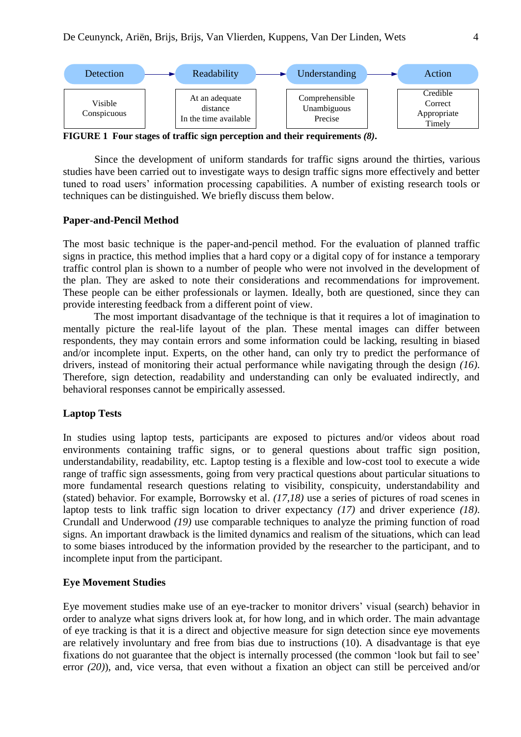| Detection | Readability | Understanding | Action |
|---|---|---|---|
| Visible<br>Conspicuous | At an adequate distance<br>In the time available | Comprehensible<br>Unambiguous<br>Precise | Credible<br>Correct<br>Appropriate<br>Timely |

**FIGURE 1 Four stages of traffic sign perception and their requirements *(8)*.**

Since the development of uniform standards for traffic signs around the thirties, various studies have been carried out to investigate ways to design traffic signs more effectively and better tuned to road users' information processing capabilities. A number of existing research tools or techniques can be distinguished. We briefly discuss them below.

### Paper-and-Pencil Method

The most basic technique is the paper-and-pencil method. For the evaluation of planned traffic signs in practice, this method implies that a hard copy or a digital copy of for instance a temporary traffic control plan is shown to a number of people who were not involved in the development of the plan. They are asked to note their considerations and recommendations for improvement. These people can be either professionals or laymen. Ideally, both are questioned, since they can provide interesting feedback from a different point of view.

The most important disadvantage of the technique is that it requires a lot of imagination to mentally picture the real-life layout of the plan. These mental images can differ between respondents, they may contain errors and some information could be lacking, resulting in biased and/or incomplete input. Experts, on the other hand, can only try to predict the performance of drivers, instead of monitoring their actual performance while navigating through the design *(16)*. Therefore, sign detection, readability and understanding can only be evaluated indirectly, and behavioral responses cannot be empirically assessed.

### Laptop Tests

In studies using laptop tests, participants are exposed to pictures and/or videos about road environments containing traffic signs, or to general questions about traffic sign position, understandability, readability, etc. Laptop testing is a flexible and low-cost tool to execute a wide range of traffic sign assessments, going from very practical questions about particular situations to more fundamental research questions relating to visibility, conspicuity, understandability and (stated) behavior. For example, Borrowsky et al. *(17,18)* use a series of pictures of road scenes in laptop tests to link traffic sign location to driver expectancy *(17)* and driver experience *(18)*. Crundall and Underwood *(19)* use comparable techniques to analyze the priming function of road signs. An important drawback is the limited dynamics and realism of the situations, which can lead to some biases introduced by the information provided by the researcher to the participant, and to incomplete input from the participant.

### Eye Movement Studies

Eye movement studies make use of an eye-tracker to monitor drivers' visual (search) behavior in order to analyze what signs drivers look at, for how long, and in which order. The main advantage of eye tracking is that it is a direct and objective measure for sign detection since eye movements are relatively involuntary and free from bias due to instructions (10). A disadvantage is that eye fixations do not guarantee that the object is internally processed (the common 'look but fail to see' error *(20)*), and, vice versa, that even without a fixation an object can still be perceived and/or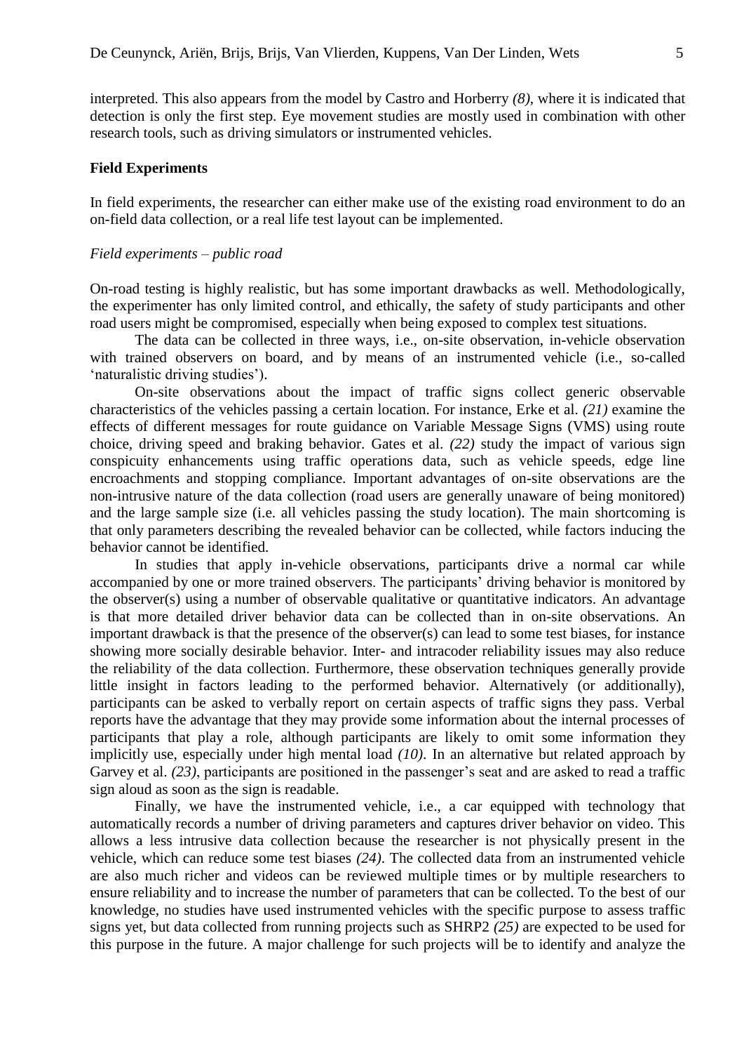interpreted. This also appears from the model by Castro and Horberry *(8)*, where it is indicated that detection is only the first step. Eye movement studies are mostly used in combination with other research tools, such as driving simulators or instrumented vehicles.

**Field Experiments**

In field experiments, the researcher can either make use of the existing road environment to do an on-field data collection, or a real life test layout can be implemented.

*Field experiments – public road*

On-road testing is highly realistic, but has some important drawbacks as well. Methodologically, the experimenter has only limited control, and ethically, the safety of study participants and other road users might be compromised, especially when being exposed to complex test situations.

The data can be collected in three ways, i.e., on-site observation, in-vehicle observation with trained observers on board, and by means of an instrumented vehicle (i.e., so-called 'naturalistic driving studies').

On-site observations about the impact of traffic signs collect generic observable characteristics of the vehicles passing a certain location. For instance, Erke et al. *(21)* examine the effects of different messages for route guidance on Variable Message Signs (VMS) using route choice, driving speed and braking behavior. Gates et al. *(22)* study the impact of various sign conspicuity enhancements using traffic operations data, such as vehicle speeds, edge line encroachments and stopping compliance. Important advantages of on-site observations are the non-intrusive nature of the data collection (road users are generally unaware of being monitored) and the large sample size (i.e. all vehicles passing the study location). The main shortcoming is that only parameters describing the revealed behavior can be collected, while factors inducing the behavior cannot be identified.

In studies that apply in-vehicle observations, participants drive a normal car while accompanied by one or more trained observers. The participants' driving behavior is monitored by the observer(s) using a number of observable qualitative or quantitative indicators. An advantage is that more detailed driver behavior data can be collected than in on-site observations. An important drawback is that the presence of the observer(s) can lead to some test biases, for instance showing more socially desirable behavior. Inter- and intracoder reliability issues may also reduce the reliability of the data collection. Furthermore, these observation techniques generally provide little insight in factors leading to the performed behavior. Alternatively (or additionally), participants can be asked to verbally report on certain aspects of traffic signs they pass. Verbal reports have the advantage that they may provide some information about the internal processes of participants that play a role, although participants are likely to omit some information they implicitly use, especially under high mental load *(10)*. In an alternative but related approach by Garvey et al. *(23)*, participants are positioned in the passenger's seat and are asked to read a traffic sign aloud as soon as the sign is readable.

Finally, we have the instrumented vehicle, i.e., a car equipped with technology that automatically records a number of driving parameters and captures driver behavior on video. This allows a less intrusive data collection because the researcher is not physically present in the vehicle, which can reduce some test biases *(24)*. The collected data from an instrumented vehicle are also much richer and videos can be reviewed multiple times or by multiple researchers to ensure reliability and to increase the number of parameters that can be collected. To the best of our knowledge, no studies have used instrumented vehicles with the specific purpose to assess traffic signs yet, but data collected from running projects such as SHRP2 *(25)* are expected to be used for this purpose in the future. A major challenge for such projects will be to identify and analyze the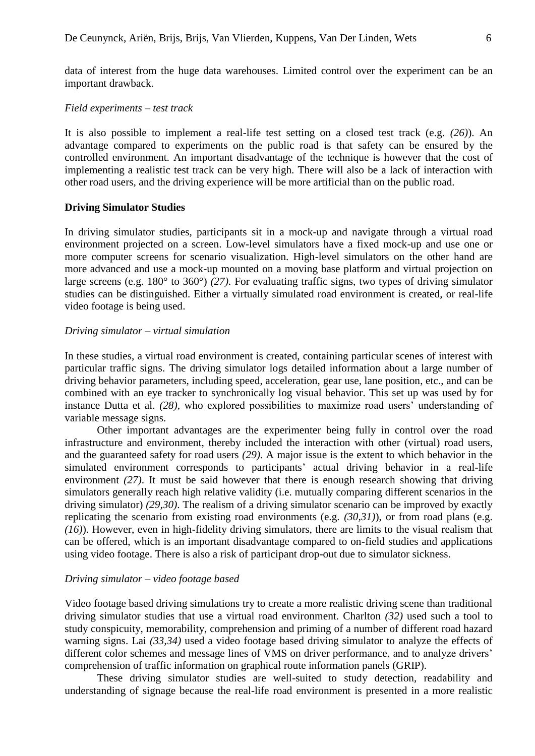data of interest from the huge data warehouses. Limited control over the experiment can be an important drawback.

*Field experiments – test track*

It is also possible to implement a real-life test setting on a closed test track (e.g. *(26)*). An advantage compared to experiments on the public road is that safety can be ensured by the controlled environment. An important disadvantage of the technique is however that the cost of implementing a realistic test track can be very high. There will also be a lack of interaction with other road users, and the driving experience will be more artificial than on the public road.

**Driving Simulator Studies**

In driving simulator studies, participants sit in a mock-up and navigate through a virtual road environment projected on a screen. Low-level simulators have a fixed mock-up and use one or more computer screens for scenario visualization. High-level simulators on the other hand are more advanced and use a mock-up mounted on a moving base platform and virtual projection on large screens (e.g. 180° to 360°) *(27)*. For evaluating traffic signs, two types of driving simulator studies can be distinguished. Either a virtually simulated road environment is created, or real-life video footage is being used.

*Driving simulator – virtual simulation*

In these studies, a virtual road environment is created, containing particular scenes of interest with particular traffic signs. The driving simulator logs detailed information about a large number of driving behavior parameters, including speed, acceleration, gear use, lane position, etc., and can be combined with an eye tracker to synchronically log visual behavior. This set up was used by for instance Dutta et al. *(28)*, who explored possibilities to maximize road users' understanding of variable message signs.

Other important advantages are the experimenter being fully in control over the road infrastructure and environment, thereby included the interaction with other (virtual) road users, and the guaranteed safety for road users *(29)*. A major issue is the extent to which behavior in the simulated environment corresponds to participants' actual driving behavior in a real-life environment *(27)*. It must be said however that there is enough research showing that driving simulators generally reach high relative validity (i.e. mutually comparing different scenarios in the driving simulator) *(29,30)*. The realism of a driving simulator scenario can be improved by exactly replicating the scenario from existing road environments (e.g. *(30,31)*), or from road plans (e.g. *(16)*). However, even in high-fidelity driving simulators, there are limits to the visual realism that can be offered, which is an important disadvantage compared to on-field studies and applications using video footage. There is also a risk of participant drop-out due to simulator sickness.

*Driving simulator – video footage based*

Video footage based driving simulations try to create a more realistic driving scene than traditional driving simulator studies that use a virtual road environment. Charlton *(32)* used such a tool to study conspicuity, memorability, comprehension and priming of a number of different road hazard warning signs. Lai *(33,34)* used a video footage based driving simulator to analyze the effects of different color schemes and message lines of VMS on driver performance, and to analyze drivers' comprehension of traffic information on graphical route information panels (GRIP).

These driving simulator studies are well-suited to study detection, readability and understanding of signage because the real-life road environment is presented in a more realistic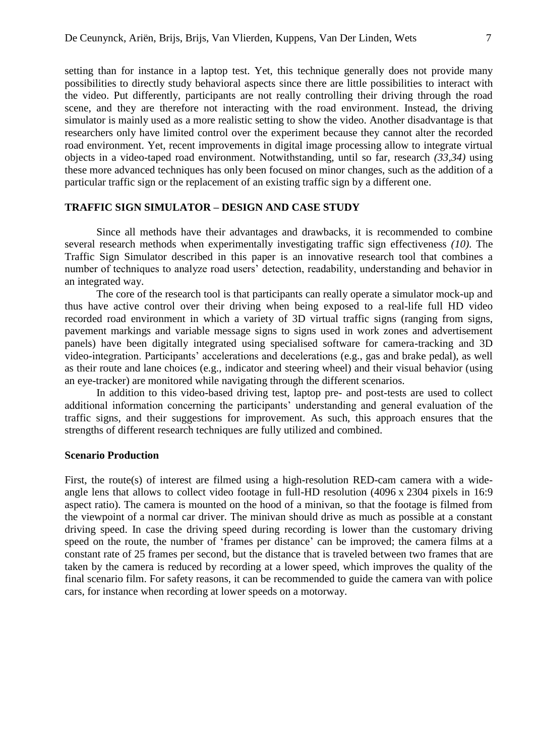setting than for instance in a laptop test. Yet, this technique generally does not provide many possibilities to directly study behavioral aspects since there are little possibilities to interact with the video. Put differently, participants are not really controlling their driving through the road scene, and they are therefore not interacting with the road environment. Instead, the driving simulator is mainly used as a more realistic setting to show the video. Another disadvantage is that researchers only have limited control over the experiment because they cannot alter the recorded road environment. Yet, recent improvements in digital image processing allow to integrate virtual objects in a video-taped road environment. Notwithstanding, until so far, research *(33,34)* using these more advanced techniques has only been focused on minor changes, such as the addition of a particular traffic sign or the replacement of an existing traffic sign by a different one.

## TRAFFIC SIGN SIMULATOR – DESIGN AND CASE STUDY

Since all methods have their advantages and drawbacks, it is recommended to combine several research methods when experimentally investigating traffic sign effectiveness *(10)*. The Traffic Sign Simulator described in this paper is an innovative research tool that combines a number of techniques to analyze road users' detection, readability, understanding and behavior in an integrated way.

The core of the research tool is that participants can really operate a simulator mock-up and thus have active control over their driving when being exposed to a real-life full HD video recorded road environment in which a variety of 3D virtual traffic signs (ranging from signs, pavement markings and variable message signs to signs used in work zones and advertisement panels) have been digitally integrated using specialised software for camera-tracking and 3D video-integration. Participants' accelerations and decelerations (e.g., gas and brake pedal), as well as their route and lane choices (e.g., indicator and steering wheel) and their visual behavior (using an eye-tracker) are monitored while navigating through the different scenarios.

In addition to this video-based driving test, laptop pre- and post-tests are used to collect additional information concerning the participants' understanding and general evaluation of the traffic signs, and their suggestions for improvement. As such, this approach ensures that the strengths of different research techniques are fully utilized and combined.

### Scenario Production

First, the route(s) of interest are filmed using a high-resolution RED-cam camera with a wide-angle lens that allows to collect video footage in full-HD resolution (4096 x 2304 pixels in 16:9 aspect ratio). The camera is mounted on the hood of a minivan, so that the footage is filmed from the viewpoint of a normal car driver. The minivan should drive as much as possible at a constant driving speed. In case the driving speed during recording is lower than the customary driving speed on the route, the number of 'frames per distance' can be improved; the camera films at a constant rate of 25 frames per second, but the distance that is traveled between two frames that are taken by the camera is reduced by recording at a lower speed, which improves the quality of the final scenario film. For safety reasons, it can be recommended to guide the camera van with police cars, for instance when recording at lower speeds on a motorway.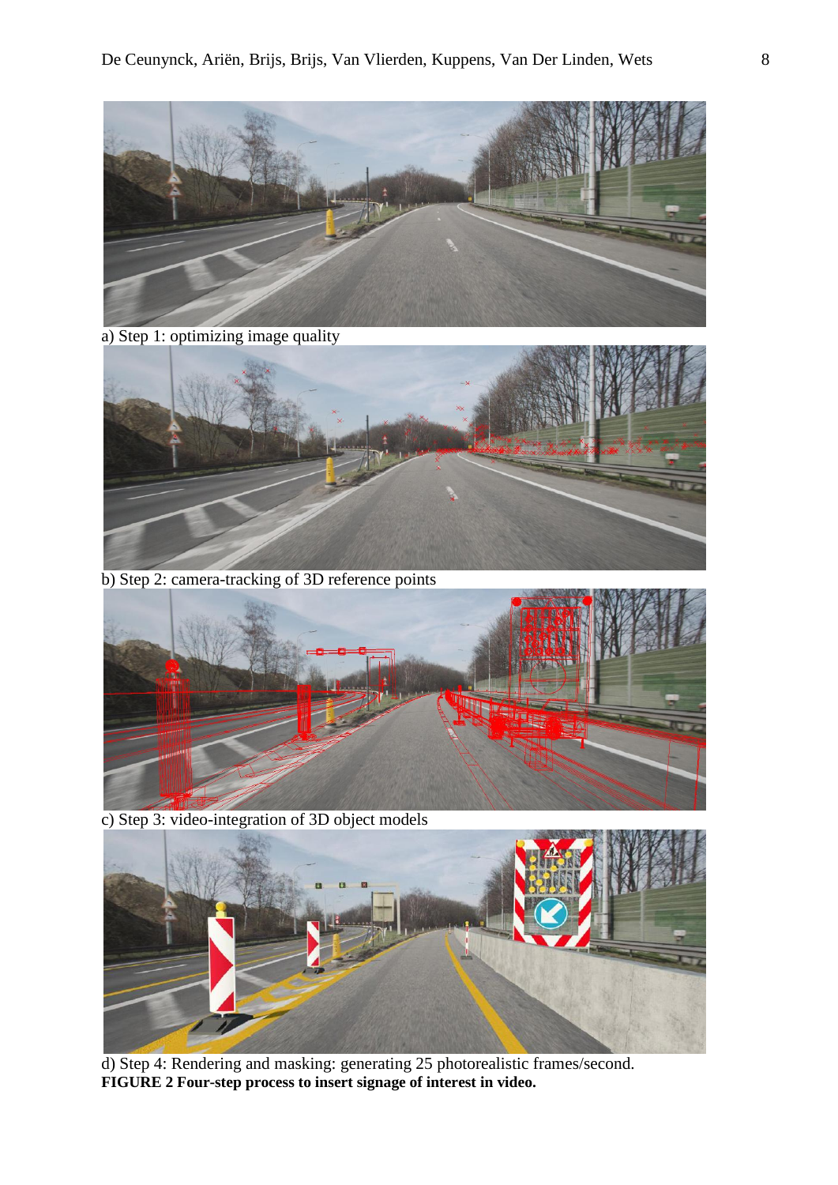a) Step 1: optimizing image quality

b) Step 2: camera-tracking of 3D reference points

c) Step 3: video-integration of 3D object models

d) Step 4: Rendering and masking: generating 25 photorealistic frames/second.

**FIGURE 2 Four-step process to insert signage of interest in video.**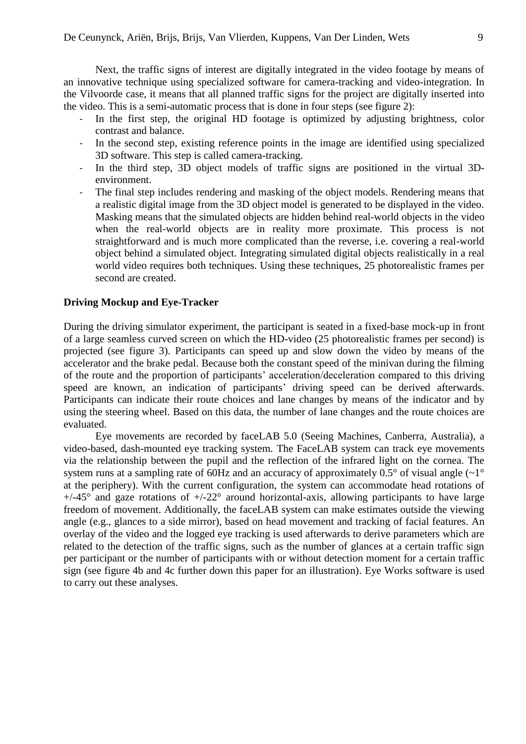Next, the traffic signs of interest are digitally integrated in the video footage by means of an innovative technique using specialized software for camera-tracking and video-integration. In the Vilvoorde case, it means that all planned traffic signs for the project are digitally inserted into the video. This is a semi-automatic process that is done in four steps (see figure 2):

- In the first step, the original HD footage is optimized by adjusting brightness, color contrast and balance.
- In the second step, existing reference points in the image are identified using specialized 3D software. This step is called camera-tracking.
- In the third step, 3D object models of traffic signs are positioned in the virtual 3D-environment.
- The final step includes rendering and masking of the object models. Rendering means that a realistic digital image from the 3D object model is generated to be displayed in the video. Masking means that the simulated objects are hidden behind real-world objects in the video when the real-world objects are in reality more proximate. This process is not straightforward and is much more complicated than the reverse, i.e. covering a real-world object behind a simulated object. Integrating simulated digital objects realistically in a real world video requires both techniques. Using these techniques, 25 photorealistic frames per second are created.

**Driving Mockup and Eye-Tracker**

During the driving simulator experiment, the participant is seated in a fixed-base mock-up in front of a large seamless curved screen on which the HD-video (25 photorealistic frames per second) is projected (see figure 3). Participants can speed up and slow down the video by means of the accelerator and the brake pedal. Because both the constant speed of the minivan during the filming of the route and the proportion of participants' acceleration/deceleration compared to this driving speed are known, an indication of participants' driving speed can be derived afterwards. Participants can indicate their route choices and lane changes by means of the indicator and by using the steering wheel. Based on this data, the number of lane changes and the route choices are evaluated.

Eye movements are recorded by faceLAB 5.0 (Seeing Machines, Canberra, Australia), a video-based, dash-mounted eye tracking system. The FaceLAB system can track eye movements via the relationship between the pupil and the reflection of the infrared light on the cornea. The system runs at a sampling rate of 60Hz and an accuracy of approximately 0.5° of visual angle (~1° at the periphery). With the current configuration, the system can accommodate head rotations of +/-45° and gaze rotations of +/-22° around horizontal-axis, allowing participants to have large freedom of movement. Additionally, the faceLAB system can make estimates outside the viewing angle (e.g., glances to a side mirror), based on head movement and tracking of facial features. An overlay of the video and the logged eye tracking is used afterwards to derive parameters which are related to the detection of the traffic signs, such as the number of glances at a certain traffic sign per participant or the number of participants with or without detection moment for a certain traffic sign (see figure 4b and 4c further down this paper for an illustration). Eye Works software is used to carry out these analyses.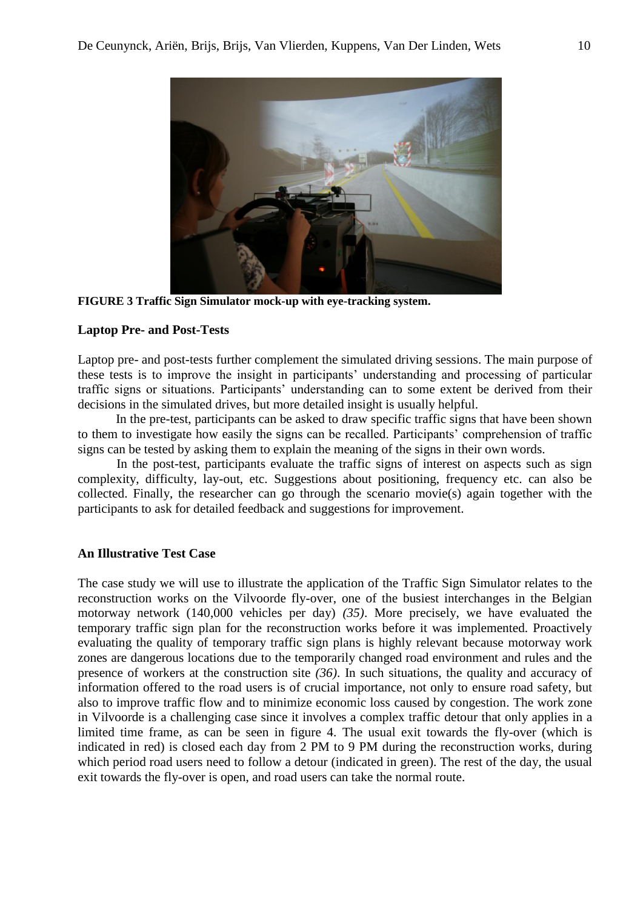**FIGURE 3 Traffic Sign Simulator mock-up with eye-tracking system.**

### Laptop Pre- and Post-Tests

Laptop pre- and post-tests further complement the simulated driving sessions. The main purpose of these tests is to improve the insight in participants' understanding and processing of particular traffic signs or situations. Participants' understanding can to some extent be derived from their decisions in the simulated drives, but more detailed insight is usually helpful.

In the pre-test, participants can be asked to draw specific traffic signs that have been shown to them to investigate how easily the signs can be recalled. Participants' comprehension of traffic signs can be tested by asking them to explain the meaning of the signs in their own words.

In the post-test, participants evaluate the traffic signs of interest on aspects such as sign complexity, difficulty, lay-out, etc. Suggestions about positioning, frequency etc. can also be collected. Finally, the researcher can go through the scenario movie(s) again together with the participants to ask for detailed feedback and suggestions for improvement.

### An Illustrative Test Case

The case study we will use to illustrate the application of the Traffic Sign Simulator relates to the reconstruction works on the Vilvoorde fly-over, one of the busiest interchanges in the Belgian motorway network (140,000 vehicles per day) *(35)*. More precisely, we have evaluated the temporary traffic sign plan for the reconstruction works before it was implemented. Proactively evaluating the quality of temporary traffic sign plans is highly relevant because motorway work zones are dangerous locations due to the temporarily changed road environment and rules and the presence of workers at the construction site *(36)*. In such situations, the quality and accuracy of information offered to the road users is of crucial importance, not only to ensure road safety, but also to improve traffic flow and to minimize economic loss caused by congestion. The work zone in Vilvoorde is a challenging case since it involves a complex traffic detour that only applies in a limited time frame, as can be seen in figure 4. The usual exit towards the fly-over (which is indicated in red) is closed each day from 2 PM to 9 PM during the reconstruction works, during which period road users need to follow a detour (indicated in green). The rest of the day, the usual exit towards the fly-over is open, and road users can take the normal route.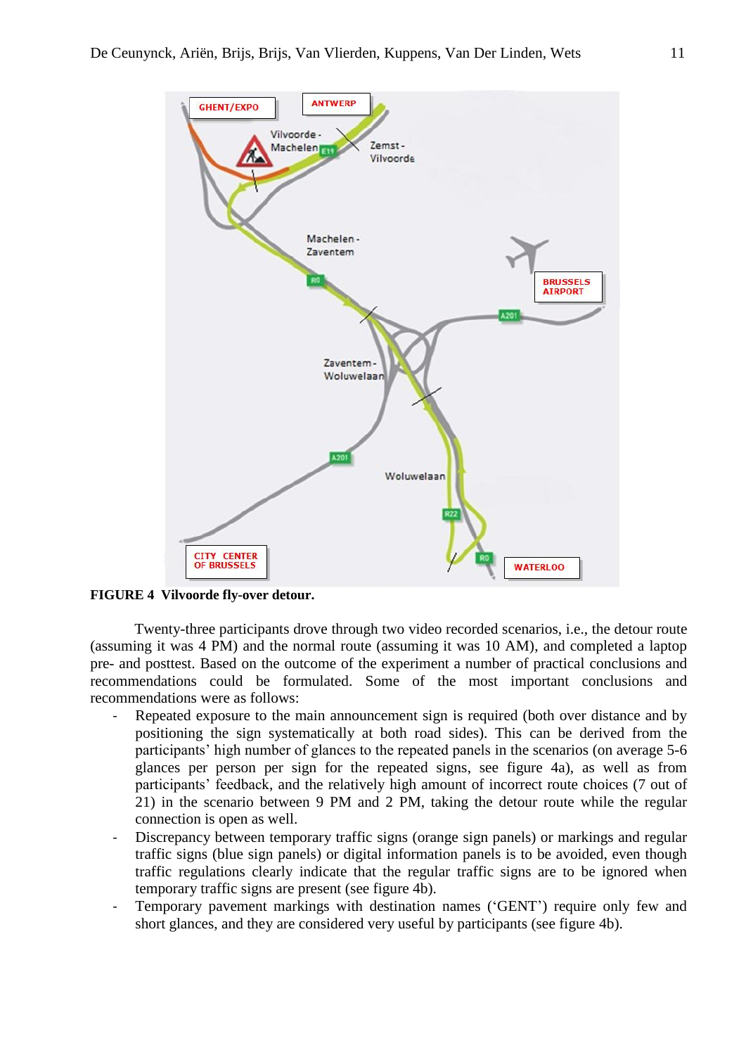**FIGURE 4 Vilvoorde fly-over detour.**

Twenty-three participants drove through two video recorded scenarios, i.e., the detour route (assuming it was 4 PM) and the normal route (assuming it was 10 AM), and completed a laptop pre- and posttest. Based on the outcome of the experiment a number of practical conclusions and recommendations could be formulated. Some of the most important conclusions and recommendations were as follows:

- Repeated exposure to the main announcement sign is required (both over distance and by positioning the sign systematically at both road sides). This can be derived from the participants' high number of glances to the repeated panels in the scenarios (on average 5-6 glances per person per sign for the repeated signs, see figure 4a), as well as from participants' feedback, and the relatively high amount of incorrect route choices (7 out of 21) in the scenario between 9 PM and 2 PM, taking the detour route while the regular connection is open as well.
- Discrepancy between temporary traffic signs (orange sign panels) or markings and regular traffic signs (blue sign panels) or digital information panels is to be avoided, even though traffic regulations clearly indicate that the regular traffic signs are to be ignored when temporary traffic signs are present (see figure 4b).
- Temporary pavement markings with destination names ('GENT') require only few and short glances, and they are considered very useful by participants (see figure 4b).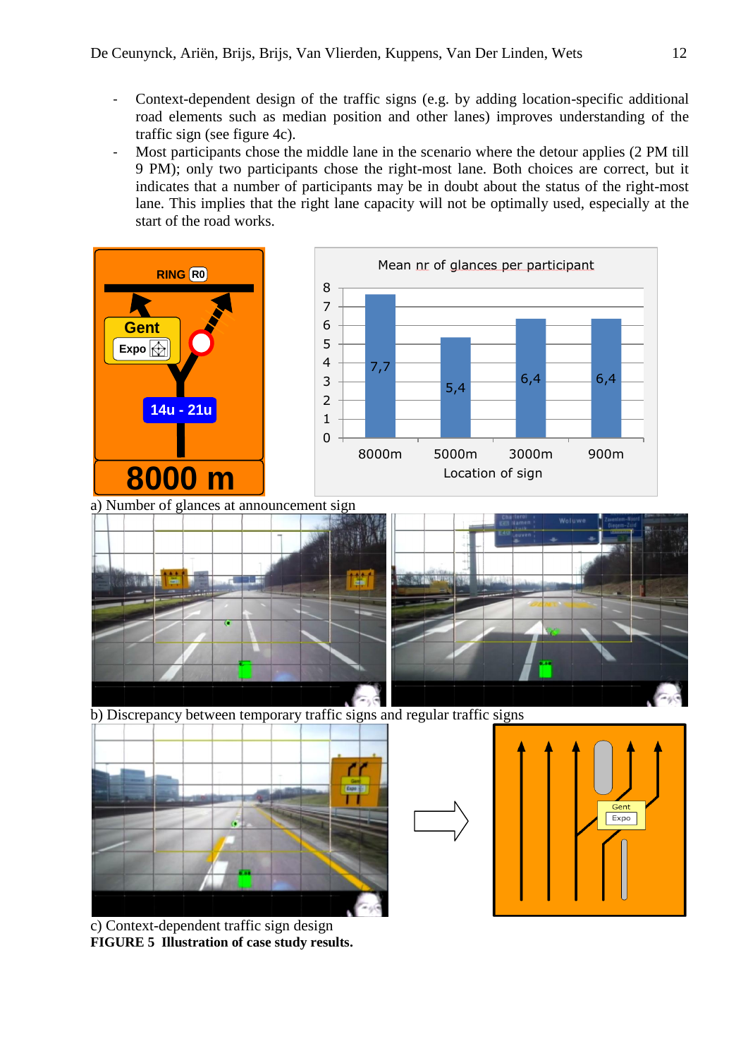- Context-dependent design of the traffic signs (e.g. by adding location-specific additional road elements such as median position and other lanes) improves understanding of the traffic sign (see figure 4c).
- Most participants chose the middle lane in the scenario where the detour applies (2 PM till 9 PM); only two participants chose the right-most lane. Both choices are correct, but it indicates that a number of participants may be in doubt about the status of the right-most lane. This implies that the right lane capacity will not be optimally used, especially at the start of the road works.

a) Number of glances at announcement sign

b) Discrepancy between temporary traffic signs and regular traffic signs

c) Context-dependent traffic sign design

**FIGURE 5 Illustration of case study results.**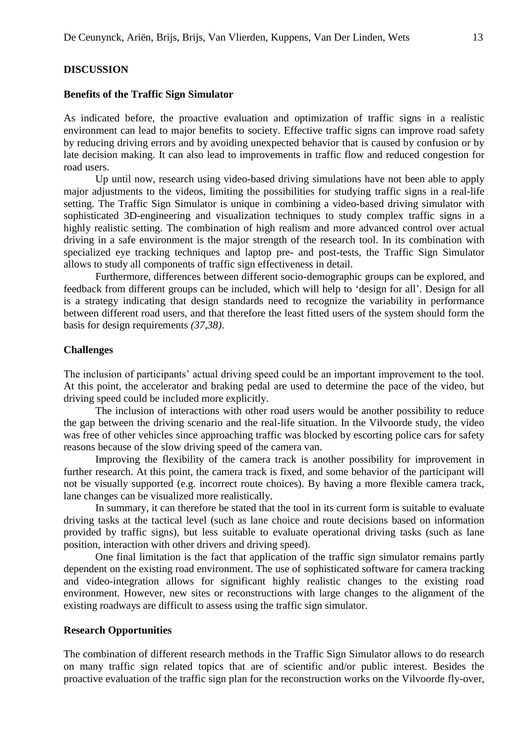## DISCUSSION

### Benefits of the Traffic Sign Simulator

As indicated before, the proactive evaluation and optimization of traffic signs in a realistic environment can lead to major benefits to society. Effective traffic signs can improve road safety by reducing driving errors and by avoiding unexpected behavior that is caused by confusion or by late decision making. It can also lead to improvements in traffic flow and reduced congestion for road users.

Up until now, research using video-based driving simulations have not been able to apply major adjustments to the videos, limiting the possibilities for studying traffic signs in a real-life setting. The Traffic Sign Simulator is unique in combining a video-based driving simulator with sophisticated 3D-engineering and visualization techniques to study complex traffic signs in a highly realistic setting. The combination of high realism and more advanced control over actual driving in a safe environment is the major strength of the research tool. In its combination with specialized eye tracking techniques and laptop pre- and post-tests, the Traffic Sign Simulator allows to study all components of traffic sign effectiveness in detail.

Furthermore, differences between different socio-demographic groups can be explored, and feedback from different groups can be included, which will help to 'design for all'. Design for all is a strategy indicating that design standards need to recognize the variability in performance between different road users, and that therefore the least fitted users of the system should form the basis for design requirements *(37,38)*.

### Challenges

The inclusion of participants' actual driving speed could be an important improvement to the tool. At this point, the accelerator and braking pedal are used to determine the pace of the video, but driving speed could be included more explicitly.

The inclusion of interactions with other road users would be another possibility to reduce the gap between the driving scenario and the real-life situation. In the Vilvoorde study, the video was free of other vehicles since approaching traffic was blocked by escorting police cars for safety reasons because of the slow driving speed of the camera van.

Improving the flexibility of the camera track is another possibility for improvement in further research. At this point, the camera track is fixed, and some behavior of the participant will not be visually supported (e.g. incorrect route choices). By having a more flexible camera track, lane changes can be visualized more realistically.

In summary, it can therefore be stated that the tool in its current form is suitable to evaluate driving tasks at the tactical level (such as lane choice and route decisions based on information provided by traffic signs), but less suitable to evaluate operational driving tasks (such as lane position, interaction with other drivers and driving speed).

One final limitation is the fact that application of the traffic sign simulator remains partly dependent on the existing road environment. The use of sophisticated software for camera tracking and video-integration allows for significant highly realistic changes to the existing road environment. However, new sites or reconstructions with large changes to the alignment of the existing roadways are difficult to assess using the traffic sign simulator.

### Research Opportunities

The combination of different research methods in the Traffic Sign Simulator allows to do research on many traffic sign related topics that are of scientific and/or public interest. Besides the proactive evaluation of the traffic sign plan for the reconstruction works on the Vilvoorde fly-over,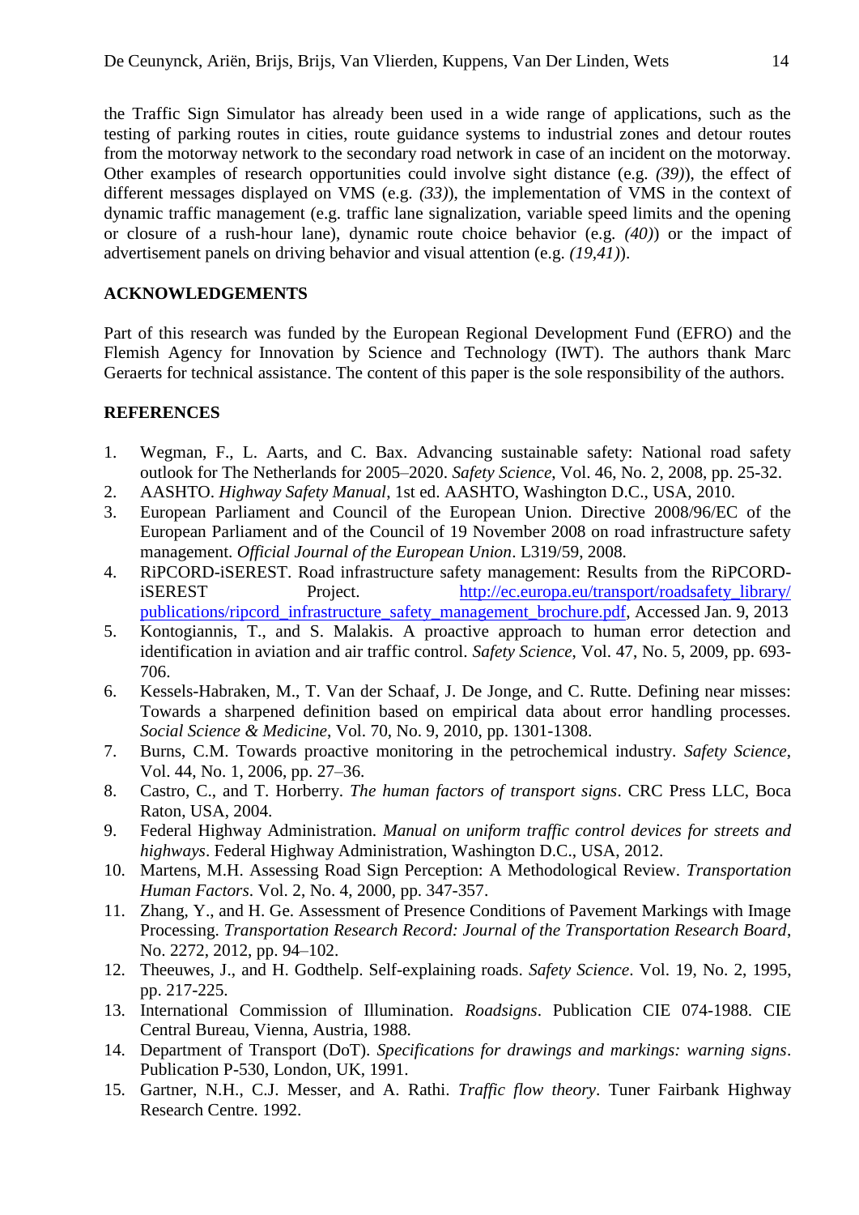the Traffic Sign Simulator has already been used in a wide range of applications, such as the testing of parking routes in cities, route guidance systems to industrial zones and detour routes from the motorway network to the secondary road network in case of an incident on the motorway. Other examples of research opportunities could involve sight distance (e.g. *(39)*), the effect of different messages displayed on VMS (e.g. *(33)*), the implementation of VMS in the context of dynamic traffic management (e.g. traffic lane signalization, variable speed limits and the opening or closure of a rush-hour lane), dynamic route choice behavior (e.g. *(40)*) or the impact of advertisement panels on driving behavior and visual attention (e.g. *(19,41)*).

## ACKNOWLEDGEMENTS

Part of this research was funded by the European Regional Development Fund (EFRO) and the Flemish Agency for Innovation by Science and Technology (IWT). The authors thank Marc Geraerts for technical assistance. The content of this paper is the sole responsibility of the authors.

## REFERENCES

1. Wegman, F., L. Aarts, and C. Bax. Advancing sustainable safety: National road safety outlook for The Netherlands for 2005–2020. *Safety Science*, Vol. 46, No. 2, 2008, pp. 25-32.
2. AASHTO. *Highway Safety Manual*, 1st ed. AASHTO, Washington D.C., USA, 2010.
3. European Parliament and Council of the European Union. Directive 2008/96/EC of the European Parliament and of the Council of 19 November 2008 on road infrastructure safety management. *Official Journal of the European Union*. L319/59, 2008.
4. RiPCORD-iSEREST. Road infrastructure safety management: Results from the RiPCORD-iSEREST Project. http://ec.europa.eu/transport/roadsafety_library/publications/ripcord_infrastructure_safety_management_brochure.pdf, Accessed Jan. 9, 2013
5. Kontogiannis, T., and S. Malakis. A proactive approach to human error detection and identification in aviation and air traffic control. *Safety Science*, Vol. 47, No. 5, 2009, pp. 693-706.
6. Kessels-Habraken, M., T. Van der Schaaf, J. De Jonge, and C. Rutte. Defining near misses: Towards a sharpened definition based on empirical data about error handling processes. *Social Science & Medicine*, Vol. 70, No. 9, 2010, pp. 1301-1308.
7. Burns, C.M. Towards proactive monitoring in the petrochemical industry. *Safety Science*, Vol. 44, No. 1, 2006, pp. 27–36.
8. Castro, C., and T. Horberry. *The human factors of transport signs*. CRC Press LLC, Boca Raton, USA, 2004.
9. Federal Highway Administration. *Manual on uniform traffic control devices for streets and highways*. Federal Highway Administration, Washington D.C., USA, 2012.
10. Martens, M.H. Assessing Road Sign Perception: A Methodological Review. *Transportation Human Factors*. Vol. 2, No. 4, 2000, pp. 347-357.
11. Zhang, Y., and H. Ge. Assessment of Presence Conditions of Pavement Markings with Image Processing. *Transportation Research Record: Journal of the Transportation Research Board*, No. 2272, 2012, pp. 94–102.
12. Theeuwes, J., and H. Godthelp. Self-explaining roads. *Safety Science*. Vol. 19, No. 2, 1995, pp. 217-225.
13. International Commission of Illumination. *Roadsigns*. Publication CIE 074-1988. CIE Central Bureau, Vienna, Austria, 1988.
14. Department of Transport (DoT). *Specifications for drawings and markings: warning signs*. Publication P-530, London, UK, 1991.
15. Gartner, N.H., C.J. Messer, and A. Rathi. *Traffic flow theory*. Tuner Fairbank Highway Research Centre. 1992.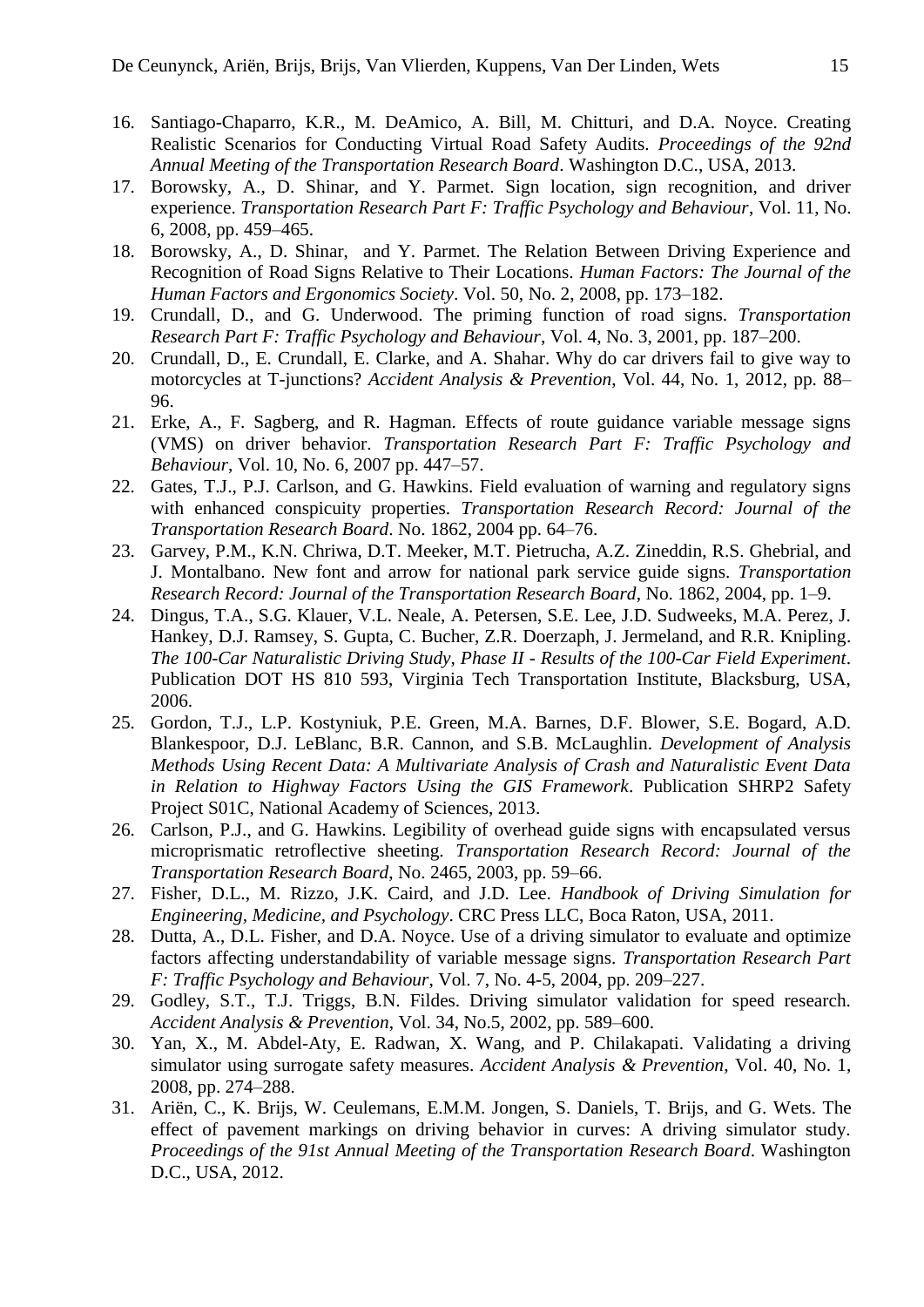16. Santiago-Chaparro, K.R., M. DeAmico, A. Bill, M. Chitturi, and D.A. Noyce. Creating Realistic Scenarios for Conducting Virtual Road Safety Audits. *Proceedings of the 92nd Annual Meeting of the Transportation Research Board*. Washington D.C., USA, 2013.
17. Borowsky, A., D. Shinar, and Y. Parmet. Sign location, sign recognition, and driver experience. *Transportation Research Part F: Traffic Psychology and Behaviour*, Vol. 11, No. 6, 2008, pp. 459–465.
18. Borowsky, A., D. Shinar, and Y. Parmet. The Relation Between Driving Experience and Recognition of Road Signs Relative to Their Locations. *Human Factors: The Journal of the Human Factors and Ergonomics Society*. Vol. 50, No. 2, 2008, pp. 173–182.
19. Crundall, D., and G. Underwood. The priming function of road signs. *Transportation Research Part F: Traffic Psychology and Behaviour*, Vol. 4, No. 3, 2001, pp. 187–200.
20. Crundall, D., E. Crundall, E. Clarke, and A. Shahar. Why do car drivers fail to give way to motorcycles at T-junctions? *Accident Analysis & Prevention*, Vol. 44, No. 1, 2012, pp. 88–96.
21. Erke, A., F. Sagberg, and R. Hagman. Effects of route guidance variable message signs (VMS) on driver behavior. *Transportation Research Part F: Traffic Psychology and Behaviour*, Vol. 10, No. 6, 2007 pp. 447–57.
22. Gates, T.J., P.J. Carlson, and G. Hawkins. Field evaluation of warning and regulatory signs with enhanced conspicuity properties. *Transportation Research Record: Journal of the Transportation Research Board*. No. 1862, 2004 pp. 64–76.
23. Garvey, P.M., K.N. Chriwa, D.T. Meeker, M.T. Pietrucha, A.Z. Zineddin, R.S. Ghebrial, and J. Montalbano. New font and arrow for national park service guide signs. *Transportation Research Record: Journal of the Transportation Research Board*, No. 1862, 2004, pp. 1–9.
24. Dingus, T.A., S.G. Klauer, V.L. Neale, A. Petersen, S.E. Lee, J.D. Sudweeks, M.A. Perez, J. Hankey, D.J. Ramsey, S. Gupta, C. Bucher, Z.R. Doerzaph, J. Jermeland, and R.R. Knipling. *The 100-Car Naturalistic Driving Study, Phase II - Results of the 100-Car Field Experiment*. Publication DOT HS 810 593, Virginia Tech Transportation Institute, Blacksburg, USA, 2006.
25. Gordon, T.J., L.P. Kostyniuk, P.E. Green, M.A. Barnes, D.F. Blower, S.E. Bogard, A.D. Blankespoor, D.J. LeBlanc, B.R. Cannon, and S.B. McLaughlin. *Development of Analysis Methods Using Recent Data: A Multivariate Analysis of Crash and Naturalistic Event Data in Relation to Highway Factors Using the GIS Framework*. Publication SHRP2 Safety Project S01C, National Academy of Sciences, 2013.
26. Carlson, P.J., and G. Hawkins. Legibility of overhead guide signs with encapsulated versus microprismatic retroflective sheeting. *Transportation Research Record: Journal of the Transportation Research Board*, No. 2465, 2003, pp. 59–66.
27. Fisher, D.L., M. Rizzo, J.K. Caird, and J.D. Lee. *Handbook of Driving Simulation for Engineering, Medicine, and Psychology*. CRC Press LLC, Boca Raton, USA, 2011.
28. Dutta, A., D.L. Fisher, and D.A. Noyce. Use of a driving simulator to evaluate and optimize factors affecting understandability of variable message signs. *Transportation Research Part F: Traffic Psychology and Behaviour*, Vol. 7, No. 4-5, 2004, pp. 209–227.
29. Godley, S.T., T.J. Triggs, B.N. Fildes. Driving simulator validation for speed research. *Accident Analysis & Prevention*, Vol. 34, No.5, 2002, pp. 589–600.
30. Yan, X., M. Abdel-Aty, E. Radwan, X. Wang, and P. Chilakapati. Validating a driving simulator using surrogate safety measures. *Accident Analysis & Prevention*, Vol. 40, No. 1, 2008, pp. 274–288.
31. Ariën, C., K. Brijs, W. Ceulemans, E.M.M. Jongen, S. Daniels, T. Brijs, and G. Wets. The effect of pavement markings on driving behavior in curves: A driving simulator study. *Proceedings of the 91st Annual Meeting of the Transportation Research Board*. Washington D.C., USA, 2012.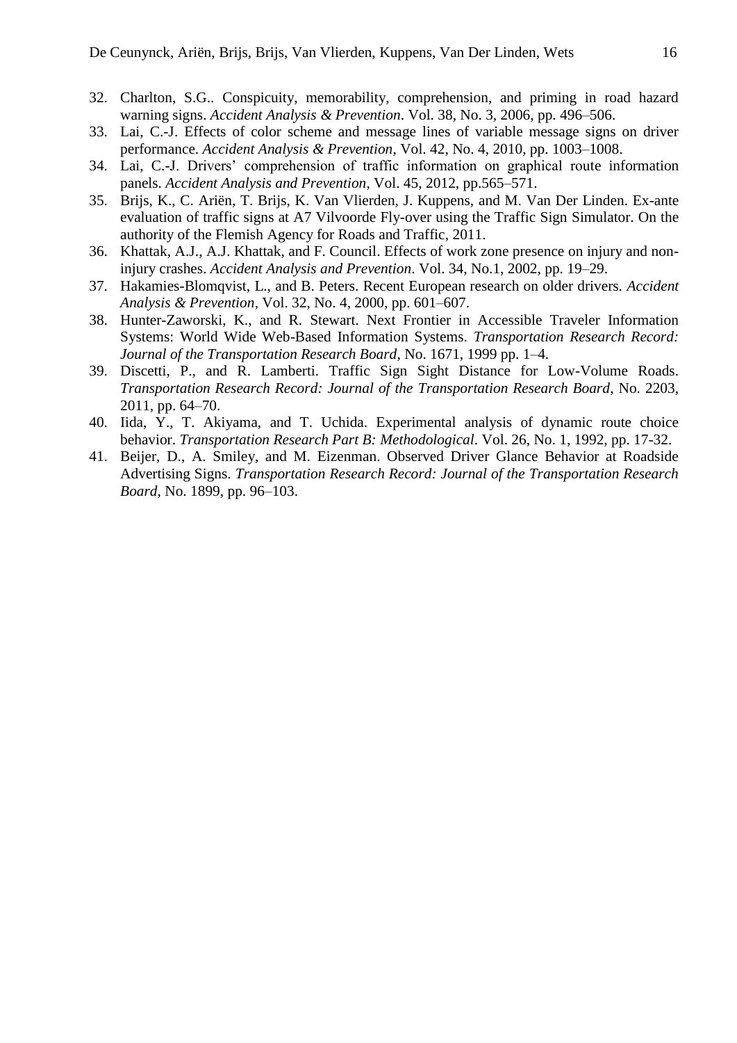32. Charlton, S.G.. Conspicuity, memorability, comprehension, and priming in road hazard warning signs. *Accident Analysis & Prevention*. Vol. 38, No. 3, 2006, pp. 496–506.
33. Lai, C.-J. Effects of color scheme and message lines of variable message signs on driver performance. *Accident Analysis & Prevention*, Vol. 42, No. 4, 2010, pp. 1003–1008.
34. Lai, C.-J. Drivers' comprehension of traffic information on graphical route information panels. *Accident Analysis and Prevention*, Vol. 45, 2012, pp.565–571.
35. Brijs, K., C. Ariën, T. Brijs, K. Van Vlierden, J. Kuppens, and M. Van Der Linden. Ex-ante evaluation of traffic signs at A7 Vilvoorde Fly-over using the Traffic Sign Simulator. On the authority of the Flemish Agency for Roads and Traffic, 2011.
36. Khattak, A.J., A.J. Khattak, and F. Council. Effects of work zone presence on injury and non-injury crashes. *Accident Analysis and Prevention*. Vol. 34, No.1, 2002, pp. 19–29.
37. Hakamies-Blomqvist, L., and B. Peters. Recent European research on older drivers. *Accident Analysis & Prevention*, Vol. 32, No. 4, 2000, pp. 601–607.
38. Hunter-Zaworski, K., and R. Stewart. Next Frontier in Accessible Traveler Information Systems: World Wide Web-Based Information Systems. *Transportation Research Record: Journal of the Transportation Research Board*, No. 1671, 1999 pp. 1–4.
39. Discetti, P., and R. Lamberti. Traffic Sign Sight Distance for Low-Volume Roads. *Transportation Research Record: Journal of the Transportation Research Board*, No. 2203, 2011, pp. 64–70.
40. Iida, Y., T. Akiyama, and T. Uchida. Experimental analysis of dynamic route choice behavior. *Transportation Research Part B: Methodological*. Vol. 26, No. 1, 1992, pp. 17-32.
41. Beijer, D., A. Smiley, and M. Eizenman. Observed Driver Glance Behavior at Roadside Advertising Signs. *Transportation Research Record: Journal of the Transportation Research Board*, No. 1899, pp. 96–103.